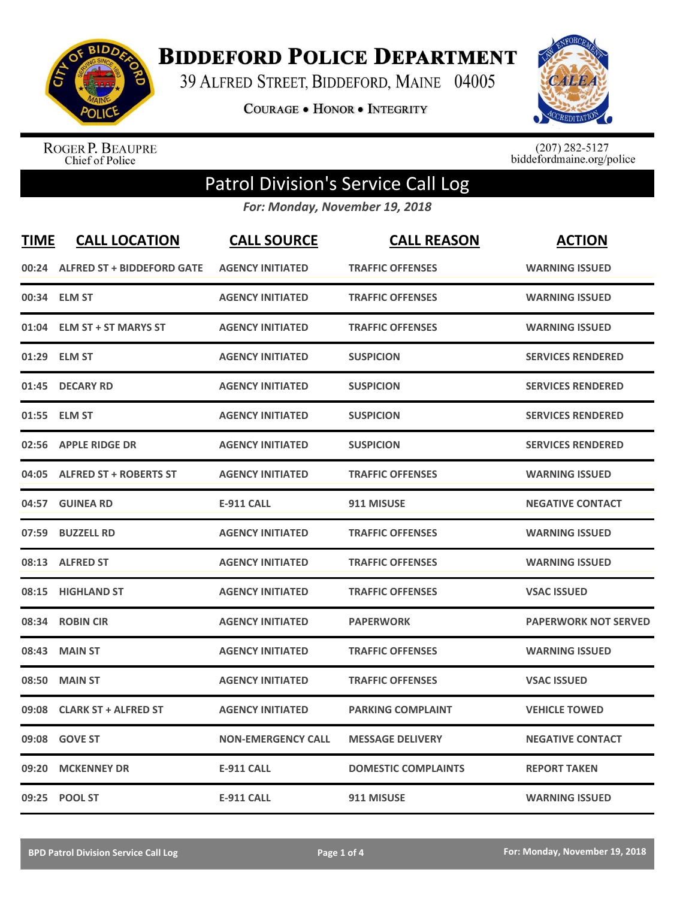# Biddeford Police Department

39 Alfred Street, Biddeford, Maine 04005

Courage • Honor • Integrity

Roger P. Beaupre
Chief of Police

(207) 282-5127
biddefordmaine.org/police

## Patrol Division's Service Call Log

*For: Monday, November 19, 2018*

| TIME | CALL LOCATION | CALL SOURCE | CALL REASON | ACTION |
|---|---|---|---|---|
| 00:24 | ALFRED ST + BIDDEFORD GATE | AGENCY INITIATED | TRAFFIC OFFENSES | WARNING ISSUED |
| 00:34 | ELM ST | AGENCY INITIATED | TRAFFIC OFFENSES | WARNING ISSUED |
| 01:04 | ELM ST + ST MARYS ST | AGENCY INITIATED | TRAFFIC OFFENSES | WARNING ISSUED |
| 01:29 | ELM ST | AGENCY INITIATED | SUSPICION | SERVICES RENDERED |
| 01:45 | DECARY RD | AGENCY INITIATED | SUSPICION | SERVICES RENDERED |
| 01:55 | ELM ST | AGENCY INITIATED | SUSPICION | SERVICES RENDERED |
| 02:56 | APPLE RIDGE DR | AGENCY INITIATED | SUSPICION | SERVICES RENDERED |
| 04:05 | ALFRED ST + ROBERTS ST | AGENCY INITIATED | TRAFFIC OFFENSES | WARNING ISSUED |
| 04:57 | GUINEA RD | E-911 CALL | 911 MISUSE | NEGATIVE CONTACT |
| 07:59 | BUZZELL RD | AGENCY INITIATED | TRAFFIC OFFENSES | WARNING ISSUED |
| 08:13 | ALFRED ST | AGENCY INITIATED | TRAFFIC OFFENSES | WARNING ISSUED |
| 08:15 | HIGHLAND ST | AGENCY INITIATED | TRAFFIC OFFENSES | VSAC ISSUED |
| 08:34 | ROBIN CIR | AGENCY INITIATED | PAPERWORK | PAPERWORK NOT SERVED |
| 08:43 | MAIN ST | AGENCY INITIATED | TRAFFIC OFFENSES | WARNING ISSUED |
| 08:50 | MAIN ST | AGENCY INITIATED | TRAFFIC OFFENSES | VSAC ISSUED |
| 09:08 | CLARK ST + ALFRED ST | AGENCY INITIATED | PARKING COMPLAINT | VEHICLE TOWED |
| 09:08 | GOVE ST | NON-EMERGENCY CALL | MESSAGE DELIVERY | NEGATIVE CONTACT |
| 09:20 | MCKENNEY DR | E-911 CALL | DOMESTIC COMPLAINTS | REPORT TAKEN |
| 09:25 | POOL ST | E-911 CALL | 911 MISUSE | WARNING ISSUED |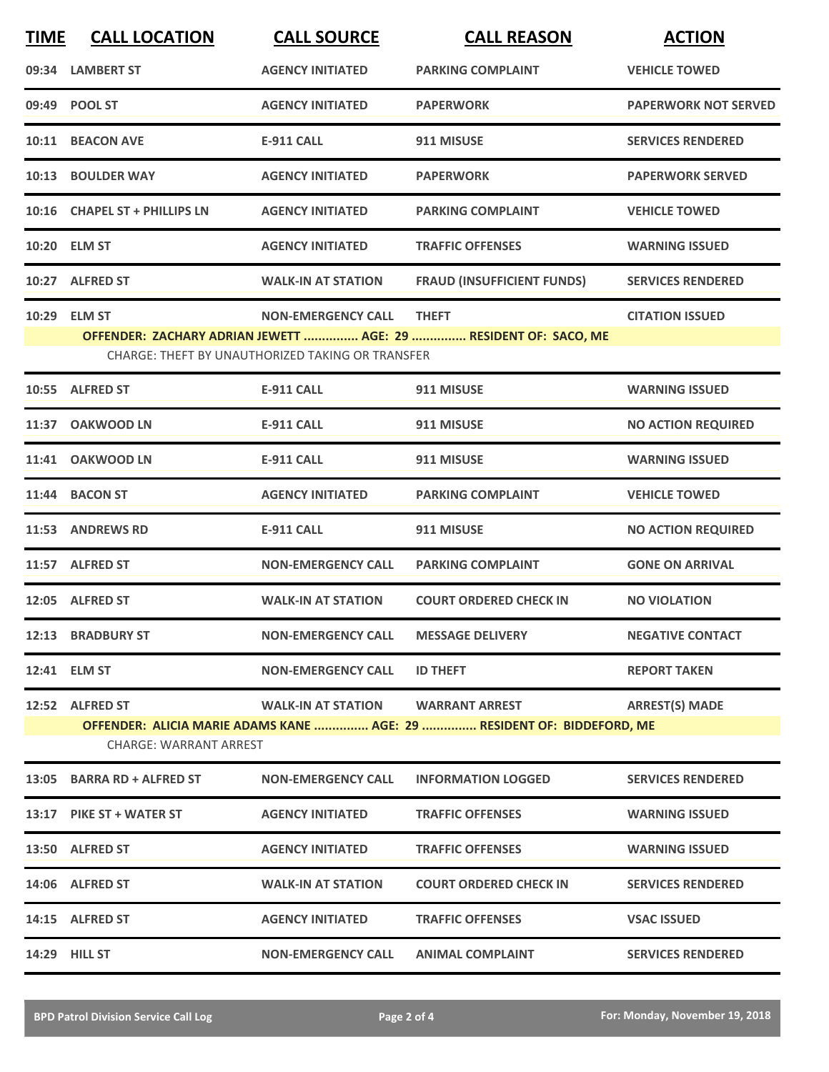| TIME | CALL LOCATION | CALL SOURCE | CALL REASON | ACTION |
|---|---|---|---|---|
| 09:34 | LAMBERT ST | AGENCY INITIATED | PARKING COMPLAINT | VEHICLE TOWED |
| 09:49 | POOL ST | AGENCY INITIATED | PAPERWORK | PAPERWORK NOT SERVED |
| 10:11 | BEACON AVE | E-911 CALL | 911 MISUSE | SERVICES RENDERED |
| 10:13 | BOULDER WAY | AGENCY INITIATED | PAPERWORK | PAPERWORK SERVED |
| 10:16 | CHAPEL ST + PHILLIPS LN | AGENCY INITIATED | PARKING COMPLAINT | VEHICLE TOWED |
| 10:20 | ELM ST | AGENCY INITIATED | TRAFFIC OFFENSES | WARNING ISSUED |
| 10:27 | ALFRED ST | WALK-IN AT STATION | FRAUD (INSUFFICIENT FUNDS) | SERVICES RENDERED |
| 10:29 | ELM ST | NON-EMERGENCY CALL | THEFT | CITATION ISSUED |

**OFFENDER: ZACHARY ADRIAN JEWETT ............... AGE: 29 ............... RESIDENT OF: SACO, ME**

CHARGE: THEFT BY UNAUTHORIZED TAKING OR TRANSFER

| TIME | CALL LOCATION | CALL SOURCE | CALL REASON | ACTION |
|---|---|---|---|---|
| 10:55 | ALFRED ST | E-911 CALL | 911 MISUSE | WARNING ISSUED |
| 11:37 | OAKWOOD LN | E-911 CALL | 911 MISUSE | NO ACTION REQUIRED |
| 11:41 | OAKWOOD LN | E-911 CALL | 911 MISUSE | WARNING ISSUED |
| 11:44 | BACON ST | AGENCY INITIATED | PARKING COMPLAINT | VEHICLE TOWED |
| 11:53 | ANDREWS RD | E-911 CALL | 911 MISUSE | NO ACTION REQUIRED |
| 11:57 | ALFRED ST | NON-EMERGENCY CALL | PARKING COMPLAINT | GONE ON ARRIVAL |
| 12:05 | ALFRED ST | WALK-IN AT STATION | COURT ORDERED CHECK IN | NO VIOLATION |
| 12:13 | BRADBURY ST | NON-EMERGENCY CALL | MESSAGE DELIVERY | NEGATIVE CONTACT |
| 12:41 | ELM ST | NON-EMERGENCY CALL | ID THEFT | REPORT TAKEN |
| 12:52 | ALFRED ST | WALK-IN AT STATION | WARRANT ARREST | ARREST(S) MADE |

**OFFENDER: ALICIA MARIE ADAMS KANE ............... AGE: 29 ............... RESIDENT OF: BIDDEFORD, ME**

CHARGE: WARRANT ARREST

| TIME | CALL LOCATION | CALL SOURCE | CALL REASON | ACTION |
|---|---|---|---|---|
| 13:05 | BARRA RD + ALFRED ST | NON-EMERGENCY CALL | INFORMATION LOGGED | SERVICES RENDERED |
| 13:17 | PIKE ST + WATER ST | AGENCY INITIATED | TRAFFIC OFFENSES | WARNING ISSUED |
| 13:50 | ALFRED ST | AGENCY INITIATED | TRAFFIC OFFENSES | WARNING ISSUED |
| 14:06 | ALFRED ST | WALK-IN AT STATION | COURT ORDERED CHECK IN | SERVICES RENDERED |
| 14:15 | ALFRED ST | AGENCY INITIATED | TRAFFIC OFFENSES | VSAC ISSUED |
| 14:29 | HILL ST | NON-EMERGENCY CALL | ANIMAL COMPLAINT | SERVICES RENDERED |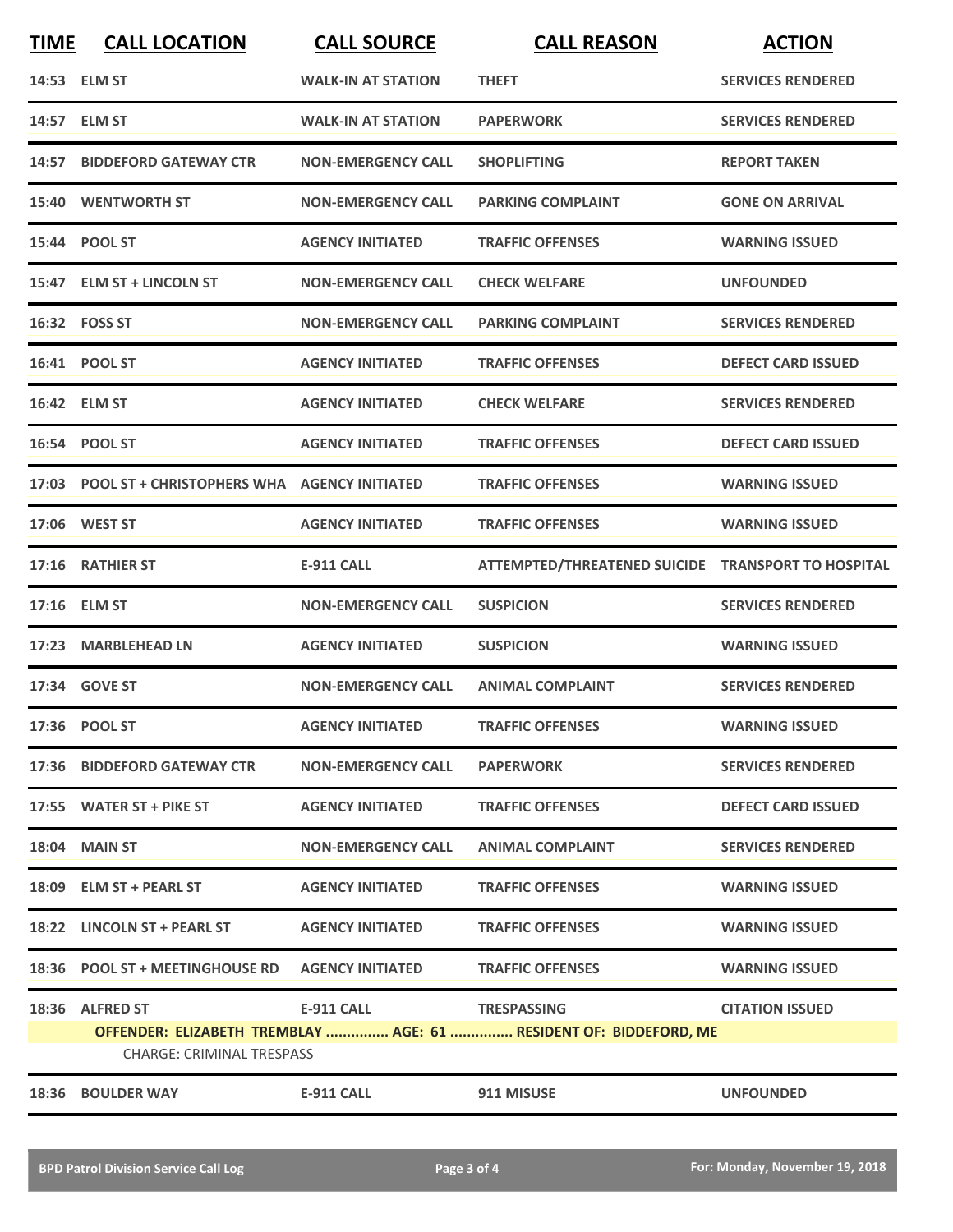| TIME | CALL LOCATION | CALL SOURCE | CALL REASON | ACTION |
|---|---|---|---|---|
| 14:53 | ELM ST | WALK-IN AT STATION | THEFT | SERVICES RENDERED |
| 14:57 | ELM ST | WALK-IN AT STATION | PAPERWORK | SERVICES RENDERED |
| 14:57 | BIDDEFORD GATEWAY CTR | NON-EMERGENCY CALL | SHOPLIFTING | REPORT TAKEN |
| 15:40 | WENTWORTH ST | NON-EMERGENCY CALL | PARKING COMPLAINT | GONE ON ARRIVAL |
| 15:44 | POOL ST | AGENCY INITIATED | TRAFFIC OFFENSES | WARNING ISSUED |
| 15:47 | ELM ST + LINCOLN ST | NON-EMERGENCY CALL | CHECK WELFARE | UNFOUNDED |
| 16:32 | FOSS ST | NON-EMERGENCY CALL | PARKING COMPLAINT | SERVICES RENDERED |
| 16:41 | POOL ST | AGENCY INITIATED | TRAFFIC OFFENSES | DEFECT CARD ISSUED |
| 16:42 | ELM ST | AGENCY INITIATED | CHECK WELFARE | SERVICES RENDERED |
| 16:54 | POOL ST | AGENCY INITIATED | TRAFFIC OFFENSES | DEFECT CARD ISSUED |
| 17:03 | POOL ST + CHRISTOPHERS WHA | AGENCY INITIATED | TRAFFIC OFFENSES | WARNING ISSUED |
| 17:06 | WEST ST | AGENCY INITIATED | TRAFFIC OFFENSES | WARNING ISSUED |
| 17:16 | RATHIER ST | E-911 CALL | ATTEMPTED/THREATENED SUICIDE | TRANSPORT TO HOSPITAL |
| 17:16 | ELM ST | NON-EMERGENCY CALL | SUSPICION | SERVICES RENDERED |
| 17:23 | MARBLEHEAD LN | AGENCY INITIATED | SUSPICION | WARNING ISSUED |
| 17:34 | GOVE ST | NON-EMERGENCY CALL | ANIMAL COMPLAINT | SERVICES RENDERED |
| 17:36 | POOL ST | AGENCY INITIATED | TRAFFIC OFFENSES | WARNING ISSUED |
| 17:36 | BIDDEFORD GATEWAY CTR | NON-EMERGENCY CALL | PAPERWORK | SERVICES RENDERED |
| 17:55 | WATER ST + PIKE ST | AGENCY INITIATED | TRAFFIC OFFENSES | DEFECT CARD ISSUED |
| 18:04 | MAIN ST | NON-EMERGENCY CALL | ANIMAL COMPLAINT | SERVICES RENDERED |
| 18:09 | ELM ST + PEARL ST | AGENCY INITIATED | TRAFFIC OFFENSES | WARNING ISSUED |
| 18:22 | LINCOLN ST + PEARL ST | AGENCY INITIATED | TRAFFIC OFFENSES | WARNING ISSUED |
| 18:36 | POOL ST + MEETINGHOUSE RD | AGENCY INITIATED | TRAFFIC OFFENSES | WARNING ISSUED |
| 18:36 | ALFRED ST | E-911 CALL | TRESPASSING | CITATION ISSUED |
| | OFFENDER: ELIZABETH TREMBLAY ............... AGE: 61 ............... RESIDENT OF: BIDDEFORD, ME | | | |
| | CHARGE: CRIMINAL TRESPASS | | | |
| 18:36 | BOULDER WAY | E-911 CALL | 911 MISUSE | UNFOUNDED |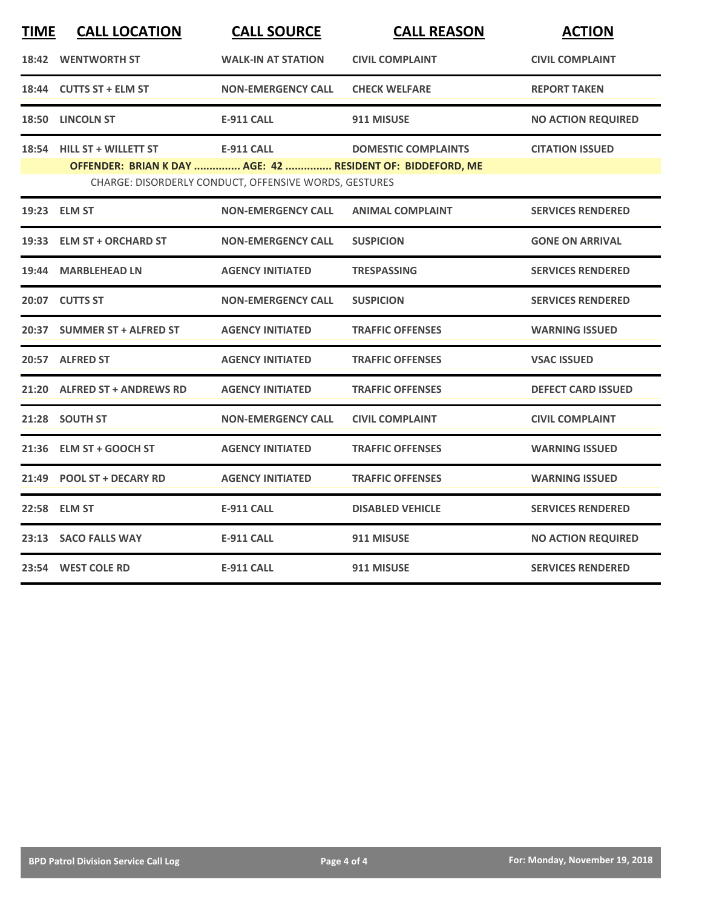| TIME | CALL LOCATION | CALL SOURCE | CALL REASON | ACTION |
|---|---|---|---|---|
| 18:42 | WENTWORTH ST | WALK-IN AT STATION | CIVIL COMPLAINT | CIVIL COMPLAINT |
| 18:44 | CUTTS ST + ELM ST | NON-EMERGENCY CALL | CHECK WELFARE | REPORT TAKEN |
| 18:50 | LINCOLN ST | E-911 CALL | 911 MISUSE | NO ACTION REQUIRED |
| 18:54 | HILL ST + WILLETT ST | E-911 CALL | DOMESTIC COMPLAINTS | CITATION ISSUED |
| | OFFENDER: BRIAN K DAY ............... AGE: 42 ............... RESIDENT OF: BIDDEFORD, ME | | | |
| | CHARGE: DISORDERLY CONDUCT, OFFENSIVE WORDS, GESTURES | | | |
| 19:23 | ELM ST | NON-EMERGENCY CALL | ANIMAL COMPLAINT | SERVICES RENDERED |
| 19:33 | ELM ST + ORCHARD ST | NON-EMERGENCY CALL | SUSPICION | GONE ON ARRIVAL |
| 19:44 | MARBLEHEAD LN | AGENCY INITIATED | TRESPASSING | SERVICES RENDERED |
| 20:07 | CUTTS ST | NON-EMERGENCY CALL | SUSPICION | SERVICES RENDERED |
| 20:37 | SUMMER ST + ALFRED ST | AGENCY INITIATED | TRAFFIC OFFENSES | WARNING ISSUED |
| 20:57 | ALFRED ST | AGENCY INITIATED | TRAFFIC OFFENSES | VSAC ISSUED |
| 21:20 | ALFRED ST + ANDREWS RD | AGENCY INITIATED | TRAFFIC OFFENSES | DEFECT CARD ISSUED |
| 21:28 | SOUTH ST | NON-EMERGENCY CALL | CIVIL COMPLAINT | CIVIL COMPLAINT |
| 21:36 | ELM ST + GOOCH ST | AGENCY INITIATED | TRAFFIC OFFENSES | WARNING ISSUED |
| 21:49 | POOL ST + DECARY RD | AGENCY INITIATED | TRAFFIC OFFENSES | WARNING ISSUED |
| 22:58 | ELM ST | E-911 CALL | DISABLED VEHICLE | SERVICES RENDERED |
| 23:13 | SACO FALLS WAY | E-911 CALL | 911 MISUSE | NO ACTION REQUIRED |
| 23:54 | WEST COLE RD | E-911 CALL | 911 MISUSE | SERVICES RENDERED |